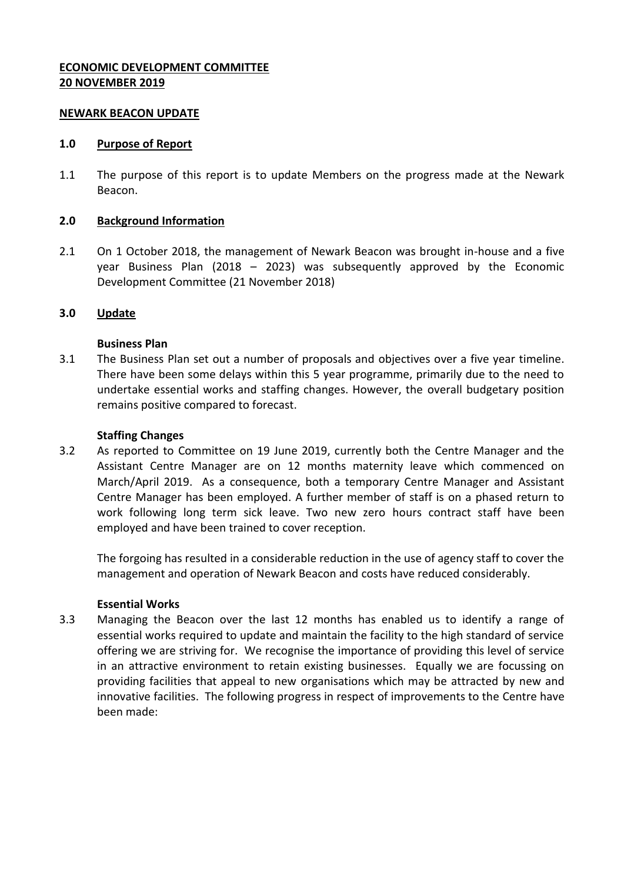**ECONOMIC DEVELOPMENT COMMITTEE**
**20 NOVEMBER 2019**

**NEWARK BEACON UPDATE**

## 1.0 Purpose of Report

1.1 The purpose of this report is to update Members on the progress made at the Newark Beacon.

## 2.0 Background Information

2.1 On 1 October 2018, the management of Newark Beacon was brought in-house and a five year Business Plan (2018 – 2023) was subsequently approved by the Economic Development Committee (21 November 2018)

## 3.0 Update

**Business Plan**

3.1 The Business Plan set out a number of proposals and objectives over a five year timeline. There have been some delays within this 5 year programme, primarily due to the need to undertake essential works and staffing changes. However, the overall budgetary position remains positive compared to forecast.

**Staffing Changes**

3.2 As reported to Committee on 19 June 2019, currently both the Centre Manager and the Assistant Centre Manager are on 12 months maternity leave which commenced on March/April 2019. As a consequence, both a temporary Centre Manager and Assistant Centre Manager has been employed. A further member of staff is on a phased return to work following long term sick leave. Two new zero hours contract staff have been employed and have been trained to cover reception.

The forgoing has resulted in a considerable reduction in the use of agency staff to cover the management and operation of Newark Beacon and costs have reduced considerably.

**Essential Works**

3.3 Managing the Beacon over the last 12 months has enabled us to identify a range of essential works required to update and maintain the facility to the high standard of service offering we are striving for. We recognise the importance of providing this level of service in an attractive environment to retain existing businesses. Equally we are focussing on providing facilities that appeal to new organisations which may be attracted by new and innovative facilities. The following progress in respect of improvements to the Centre have been made: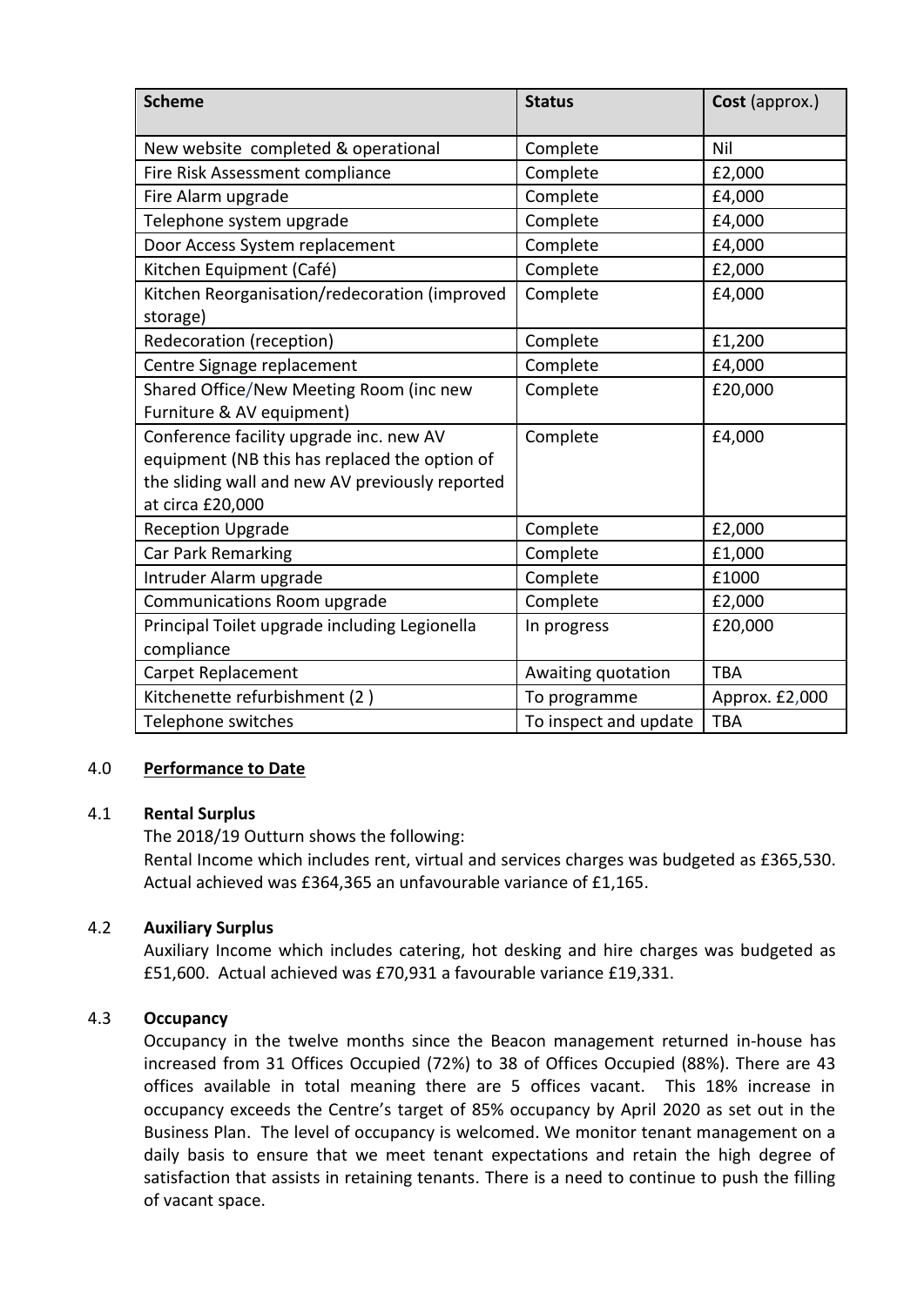| Scheme | Status | Cost (approx.) |
|---|---|---|
| New website completed & operational | Complete | Nil |
| Fire Risk Assessment compliance | Complete | £2,000 |
| Fire Alarm upgrade | Complete | £4,000 |
| Telephone system upgrade | Complete | £4,000 |
| Door Access System replacement | Complete | £4,000 |
| Kitchen Equipment (Café) | Complete | £2,000 |
| Kitchen Reorganisation/redecoration (improved storage) | Complete | £4,000 |
| Redecoration (reception) | Complete | £1,200 |
| Centre Signage replacement | Complete | £4,000 |
| Shared Office/New Meeting Room (inc new Furniture & AV equipment) | Complete | £20,000 |
| Conference facility upgrade inc. new AV equipment (NB this has replaced the option of the sliding wall and new AV previously reported at circa £20,000 | Complete | £4,000 |
| Reception Upgrade | Complete | £2,000 |
| Car Park Remarking | Complete | £1,000 |
| Intruder Alarm upgrade | Complete | £1000 |
| Communications Room upgrade | Complete | £2,000 |
| Principal Toilet upgrade including Legionella compliance | In progress | £20,000 |
| Carpet Replacement | Awaiting quotation | TBA |
| Kitchenette refurbishment (2 ) | To programme | Approx. £2,000 |
| Telephone switches | To inspect and update | TBA |

## 4.0 Performance to Date

### 4.1 Rental Surplus

The 2018/19 Outturn shows the following:
Rental Income which includes rent, virtual and services charges was budgeted as £365,530. Actual achieved was £364,365 an unfavourable variance of £1,165.

### 4.2 Auxiliary Surplus

Auxiliary Income which includes catering, hot desking and hire charges was budgeted as £51,600. Actual achieved was £70,931 a favourable variance £19,331.

### 4.3 Occupancy

Occupancy in the twelve months since the Beacon management returned in-house has increased from 31 Offices Occupied (72%) to 38 of Offices Occupied (88%). There are 43 offices available in total meaning there are 5 offices vacant. This 18% increase in occupancy exceeds the Centre's target of 85% occupancy by April 2020 as set out in the Business Plan. The level of occupancy is welcomed. We monitor tenant management on a daily basis to ensure that we meet tenant expectations and retain the high degree of satisfaction that assists in retaining tenants. There is a need to continue to push the filling of vacant space.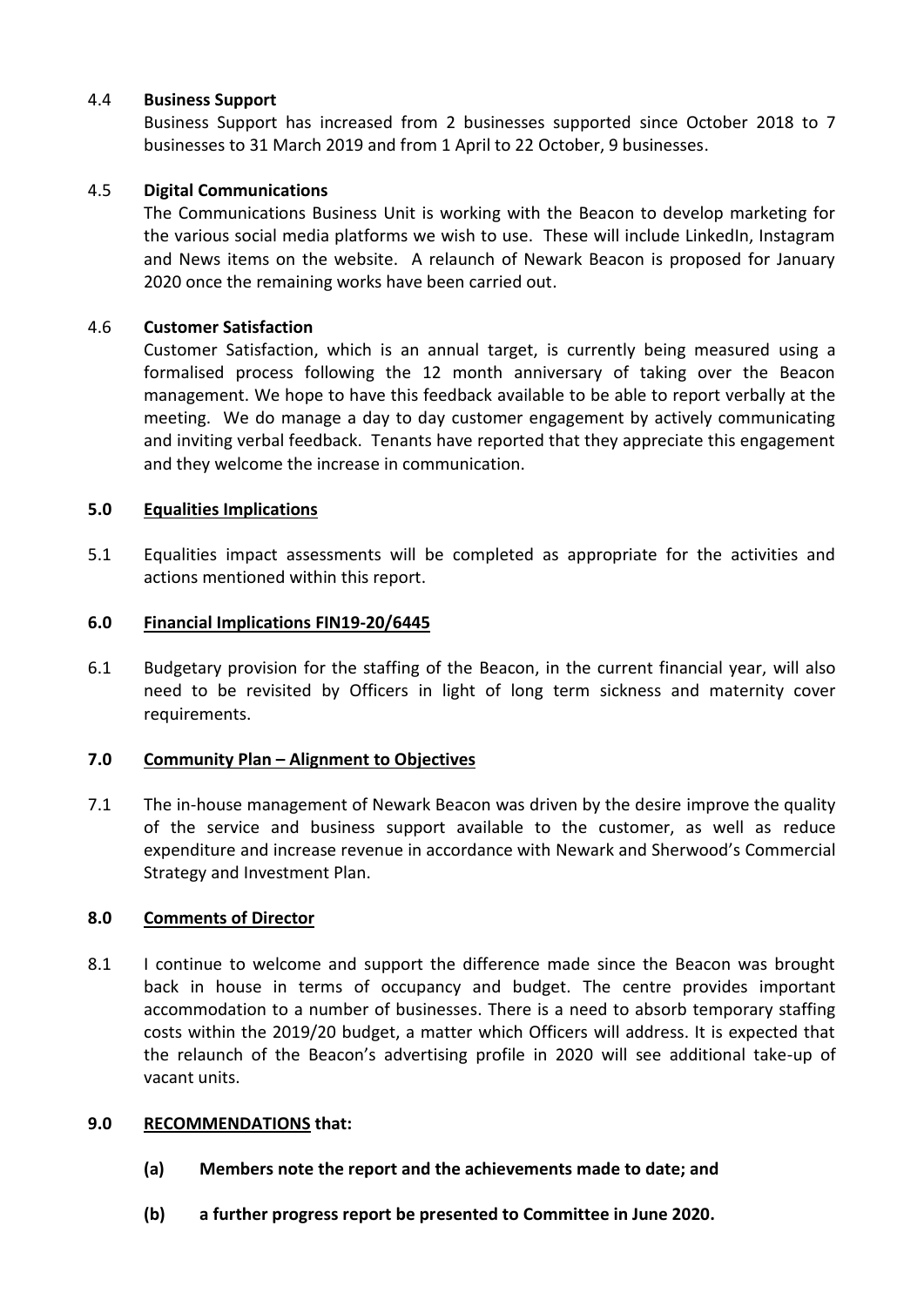4.4 **Business Support**

Business Support has increased from 2 businesses supported since October 2018 to 7 businesses to 31 March 2019 and from 1 April to 22 October, 9 businesses.

4.5 **Digital Communications**

The Communications Business Unit is working with the Beacon to develop marketing for the various social media platforms we wish to use. These will include LinkedIn, Instagram and News items on the website. A relaunch of Newark Beacon is proposed for January 2020 once the remaining works have been carried out.

4.6 **Customer Satisfaction**

Customer Satisfaction, which is an annual target, is currently being measured using a formalised process following the 12 month anniversary of taking over the Beacon management. We hope to have this feedback available to be able to report verbally at the meeting. We do manage a day to day customer engagement by actively communicating and inviting verbal feedback. Tenants have reported that they appreciate this engagement and they welcome the increase in communication.

## 5.0 Equalities Implications

5.1 Equalities impact assessments will be completed as appropriate for the activities and actions mentioned within this report.

## 6.0 Financial Implications FIN19-20/6445

6.1 Budgetary provision for the staffing of the Beacon, in the current financial year, will also need to be revisited by Officers in light of long term sickness and maternity cover requirements.

## 7.0 Community Plan – Alignment to Objectives

7.1 The in-house management of Newark Beacon was driven by the desire improve the quality of the service and business support available to the customer, as well as reduce expenditure and increase revenue in accordance with Newark and Sherwood's Commercial Strategy and Investment Plan.

## 8.0 Comments of Director

8.1 I continue to welcome and support the difference made since the Beacon was brought back in house in terms of occupancy and budget. The centre provides important accommodation to a number of businesses. There is a need to absorb temporary staffing costs within the 2019/20 budget, a matter which Officers will address. It is expected that the relaunch of the Beacon's advertising profile in 2020 will see additional take-up of vacant units.

## 9.0 RECOMMENDATIONS that:

**(a) Members note the report and the achievements made to date; and**

**(b) a further progress report be presented to Committee in June 2020.**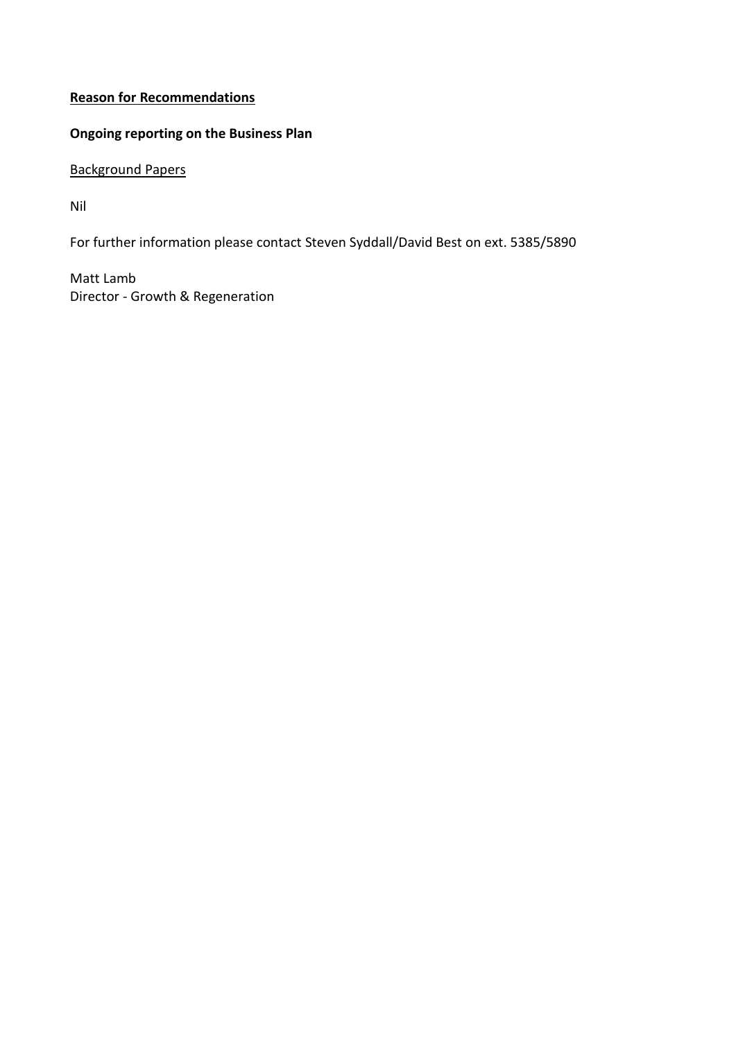**Reason for Recommendations**

**Ongoing reporting on the Business Plan**

Background Papers

Nil

For further information please contact Steven Syddall/David Best on ext. 5385/5890

Matt Lamb
Director - Growth & Regeneration